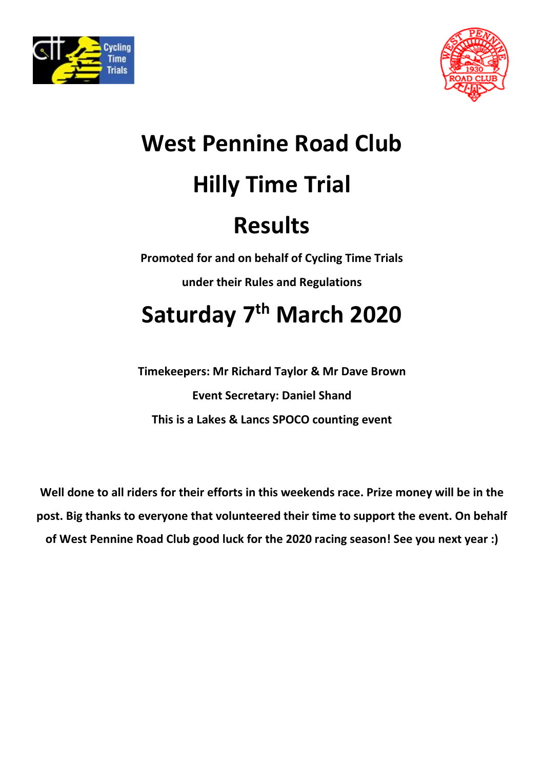# West Pennine Road Club

# Hilly Time Trial

# Results

**Promoted for and on behalf of Cycling Time Trials**

**under their Rules and Regulations**

# Saturday 7th March 2020

**Timekeepers: Mr Richard Taylor & Mr Dave Brown**

**Event Secretary: Daniel Shand**

**This is a Lakes & Lancs SPOCO counting event**

**Well done to all riders for their efforts in this weekends race. Prize money will be in the post. Big thanks to everyone that volunteered their time to support the event. On behalf of West Pennine Road Club good luck for the 2020 racing season! See you next year :)**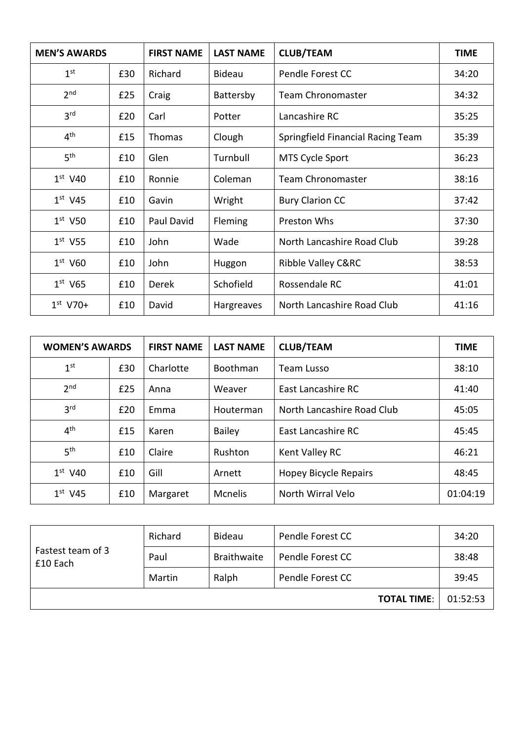| MEN'S AWARDS | | FIRST NAME | LAST NAME | CLUB/TEAM | TIME |
|---|---|---|---|---|---|
| 1st | £30 | Richard | Bideau | Pendle Forest CC | 34:20 |
| 2nd | £25 | Craig | Battersby | Team Chronomaster | 34:32 |
| 3rd | £20 | Carl | Potter | Lancashire RC | 35:25 |
| 4th | £15 | Thomas | Clough | Springfield Financial Racing Team | 35:39 |
| 5th | £10 | Glen | Turnbull | MTS Cycle Sport | 36:23 |
| 1st V40 | £10 | Ronnie | Coleman | Team Chronomaster | 38:16 |
| 1st V45 | £10 | Gavin | Wright | Bury Clarion CC | 37:42 |
| 1st V50 | £10 | Paul David | Fleming | Preston Whs | 37:30 |
| 1st V55 | £10 | John | Wade | North Lancashire Road Club | 39:28 |
| 1st V60 | £10 | John | Huggon | Ribble Valley C&RC | 38:53 |
| 1st V65 | £10 | Derek | Schofield | Rossendale RC | 41:01 |
| 1st V70+ | £10 | David | Hargreaves | North Lancashire Road Club | 41:16 |

| WOMEN'S AWARDS | | FIRST NAME | LAST NAME | CLUB/TEAM | TIME |
|---|---|---|---|---|---|
| 1st | £30 | Charlotte | Boothman | Team Lusso | 38:10 |
| 2nd | £25 | Anna | Weaver | East Lancashire RC | 41:40 |
| 3rd | £20 | Emma | Houterman | North Lancashire Road Club | 45:05 |
| 4th | £15 | Karen | Bailey | East Lancashire RC | 45:45 |
| 5th | £10 | Claire | Rushton | Kent Valley RC | 46:21 |
| 1st V40 | £10 | Gill | Arnett | Hopey Bicycle Repairs | 48:45 |
| 1st V45 | £10 | Margaret | Mcnelis | North Wirral Velo | 01:04:19 |

| Fastest team of 3 £10 Each | | | | |
|---|---|---|---|---|
| | Richard | Bideau | Pendle Forest CC | 34:20 |
| | Paul | Braithwaite | Pendle Forest CC | 38:48 |
| | Martin | Ralph | Pendle Forest CC | 39:45 |
| | | | **TOTAL TIME**: | 01:52:53 |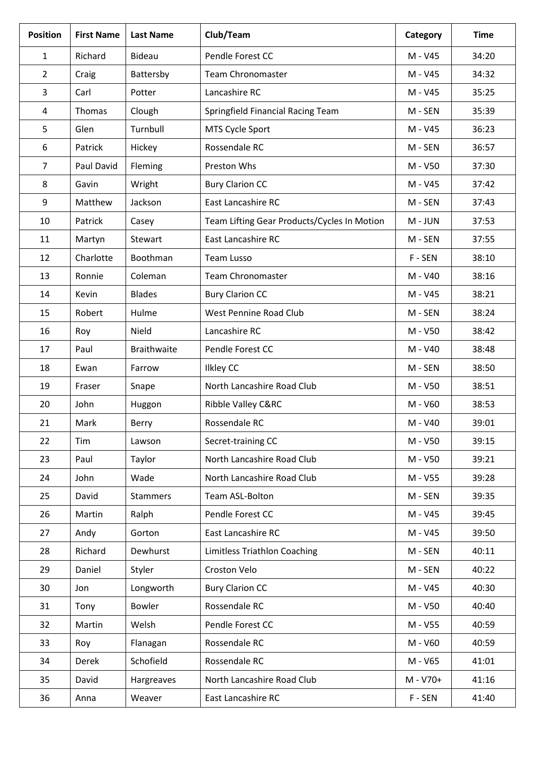| Position | First Name | Last Name | Club/Team | Category | Time |
|---|---|---|---|---|---|
| 1 | Richard | Bideau | Pendle Forest CC | M - V45 | 34:20 |
| 2 | Craig | Battersby | Team Chronomaster | M - V45 | 34:32 |
| 3 | Carl | Potter | Lancashire RC | M - V45 | 35:25 |
| 4 | Thomas | Clough | Springfield Financial Racing Team | M - SEN | 35:39 |
| 5 | Glen | Turnbull | MTS Cycle Sport | M - V45 | 36:23 |
| 6 | Patrick | Hickey | Rossendale RC | M - SEN | 36:57 |
| 7 | Paul David | Fleming | Preston Whs | M - V50 | 37:30 |
| 8 | Gavin | Wright | Bury Clarion CC | M - V45 | 37:42 |
| 9 | Matthew | Jackson | East Lancashire RC | M - SEN | 37:43 |
| 10 | Patrick | Casey | Team Lifting Gear Products/Cycles In Motion | M - JUN | 37:53 |
| 11 | Martyn | Stewart | East Lancashire RC | M - SEN | 37:55 |
| 12 | Charlotte | Boothman | Team Lusso | F - SEN | 38:10 |
| 13 | Ronnie | Coleman | Team Chronomaster | M - V40 | 38:16 |
| 14 | Kevin | Blades | Bury Clarion CC | M - V45 | 38:21 |
| 15 | Robert | Hulme | West Pennine Road Club | M - SEN | 38:24 |
| 16 | Roy | Nield | Lancashire RC | M - V50 | 38:42 |
| 17 | Paul | Braithwaite | Pendle Forest CC | M - V40 | 38:48 |
| 18 | Ewan | Farrow | Ilkley CC | M - SEN | 38:50 |
| 19 | Fraser | Snape | North Lancashire Road Club | M - V50 | 38:51 |
| 20 | John | Huggon | Ribble Valley C&RC | M - V60 | 38:53 |
| 21 | Mark | Berry | Rossendale RC | M - V40 | 39:01 |
| 22 | Tim | Lawson | Secret-training CC | M - V50 | 39:15 |
| 23 | Paul | Taylor | North Lancashire Road Club | M - V50 | 39:21 |
| 24 | John | Wade | North Lancashire Road Club | M - V55 | 39:28 |
| 25 | David | Stammers | Team ASL-Bolton | M - SEN | 39:35 |
| 26 | Martin | Ralph | Pendle Forest CC | M - V45 | 39:45 |
| 27 | Andy | Gorton | East Lancashire RC | M - V45 | 39:50 |
| 28 | Richard | Dewhurst | Limitless Triathlon Coaching | M - SEN | 40:11 |
| 29 | Daniel | Styler | Croston Velo | M - SEN | 40:22 |
| 30 | Jon | Longworth | Bury Clarion CC | M - V45 | 40:30 |
| 31 | Tony | Bowler | Rossendale RC | M - V50 | 40:40 |
| 32 | Martin | Welsh | Pendle Forest CC | M - V55 | 40:59 |
| 33 | Roy | Flanagan | Rossendale RC | M - V60 | 40:59 |
| 34 | Derek | Schofield | Rossendale RC | M - V65 | 41:01 |
| 35 | David | Hargreaves | North Lancashire Road Club | M - V70+ | 41:16 |
| 36 | Anna | Weaver | East Lancashire RC | F - SEN | 41:40 |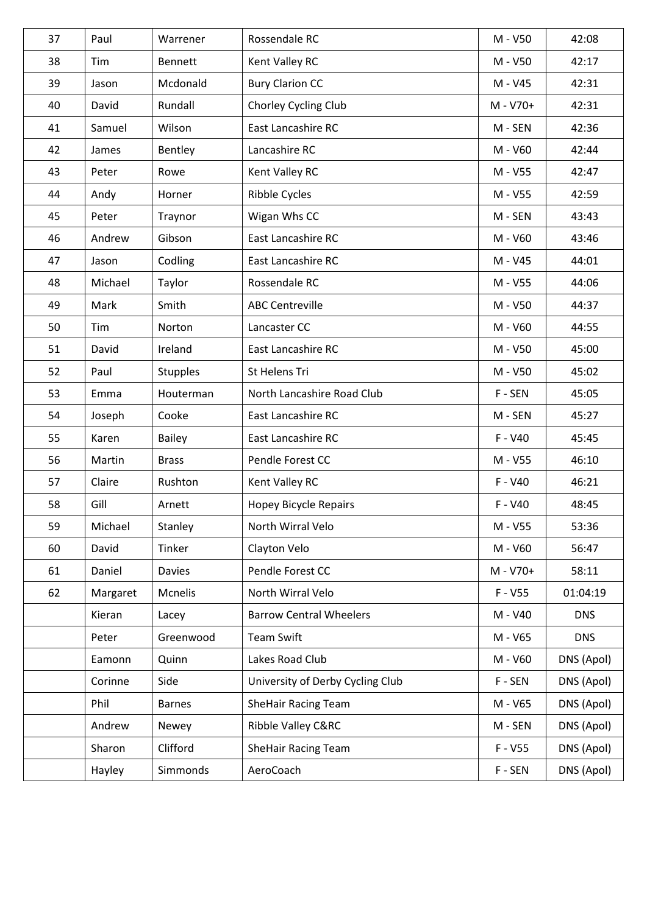| | | | | | |
|---|---|---|---|---|---|
| 37 | Paul | Warrener | Rossendale RC | M - V50 | 42:08 |
| 38 | Tim | Bennett | Kent Valley RC | M - V50 | 42:17 |
| 39 | Jason | Mcdonald | Bury Clarion CC | M - V45 | 42:31 |
| 40 | David | Rundall | Chorley Cycling Club | M - V70+ | 42:31 |
| 41 | Samuel | Wilson | East Lancashire RC | M - SEN | 42:36 |
| 42 | James | Bentley | Lancashire RC | M - V60 | 42:44 |
| 43 | Peter | Rowe | Kent Valley RC | M - V55 | 42:47 |
| 44 | Andy | Horner | Ribble Cycles | M - V55 | 42:59 |
| 45 | Peter | Traynor | Wigan Whs CC | M - SEN | 43:43 |
| 46 | Andrew | Gibson | East Lancashire RC | M - V60 | 43:46 |
| 47 | Jason | Codling | East Lancashire RC | M - V45 | 44:01 |
| 48 | Michael | Taylor | Rossendale RC | M - V55 | 44:06 |
| 49 | Mark | Smith | ABC Centreville | M - V50 | 44:37 |
| 50 | Tim | Norton | Lancaster CC | M - V60 | 44:55 |
| 51 | David | Ireland | East Lancashire RC | M - V50 | 45:00 |
| 52 | Paul | Stupples | St Helens Tri | M - V50 | 45:02 |
| 53 | Emma | Houterman | North Lancashire Road Club | F - SEN | 45:05 |
| 54 | Joseph | Cooke | East Lancashire RC | M - SEN | 45:27 |
| 55 | Karen | Bailey | East Lancashire RC | F - V40 | 45:45 |
| 56 | Martin | Brass | Pendle Forest CC | M - V55 | 46:10 |
| 57 | Claire | Rushton | Kent Valley RC | F - V40 | 46:21 |
| 58 | Gill | Arnett | Hopey Bicycle Repairs | F - V40 | 48:45 |
| 59 | Michael | Stanley | North Wirral Velo | M - V55 | 53:36 |
| 60 | David | Tinker | Clayton Velo | M - V60 | 56:47 |
| 61 | Daniel | Davies | Pendle Forest CC | M - V70+ | 58:11 |
| 62 | Margaret | Mcnelis | North Wirral Velo | F - V55 | 01:04:19 |
| | Kieran | Lacey | Barrow Central Wheelers | M - V40 | DNS |
| | Peter | Greenwood | Team Swift | M - V65 | DNS |
| | Eamonn | Quinn | Lakes Road Club | M - V60 | DNS (Apol) |
| | Corinne | Side | University of Derby Cycling Club | F - SEN | DNS (Apol) |
| | Phil | Barnes | SheHair Racing Team | M - V65 | DNS (Apol) |
| | Andrew | Newey | Ribble Valley C&RC | M - SEN | DNS (Apol) |
| | Sharon | Clifford | SheHair Racing Team | F - V55 | DNS (Apol) |
| | Hayley | Simmonds | AeroCoach | F - SEN | DNS (Apol) |